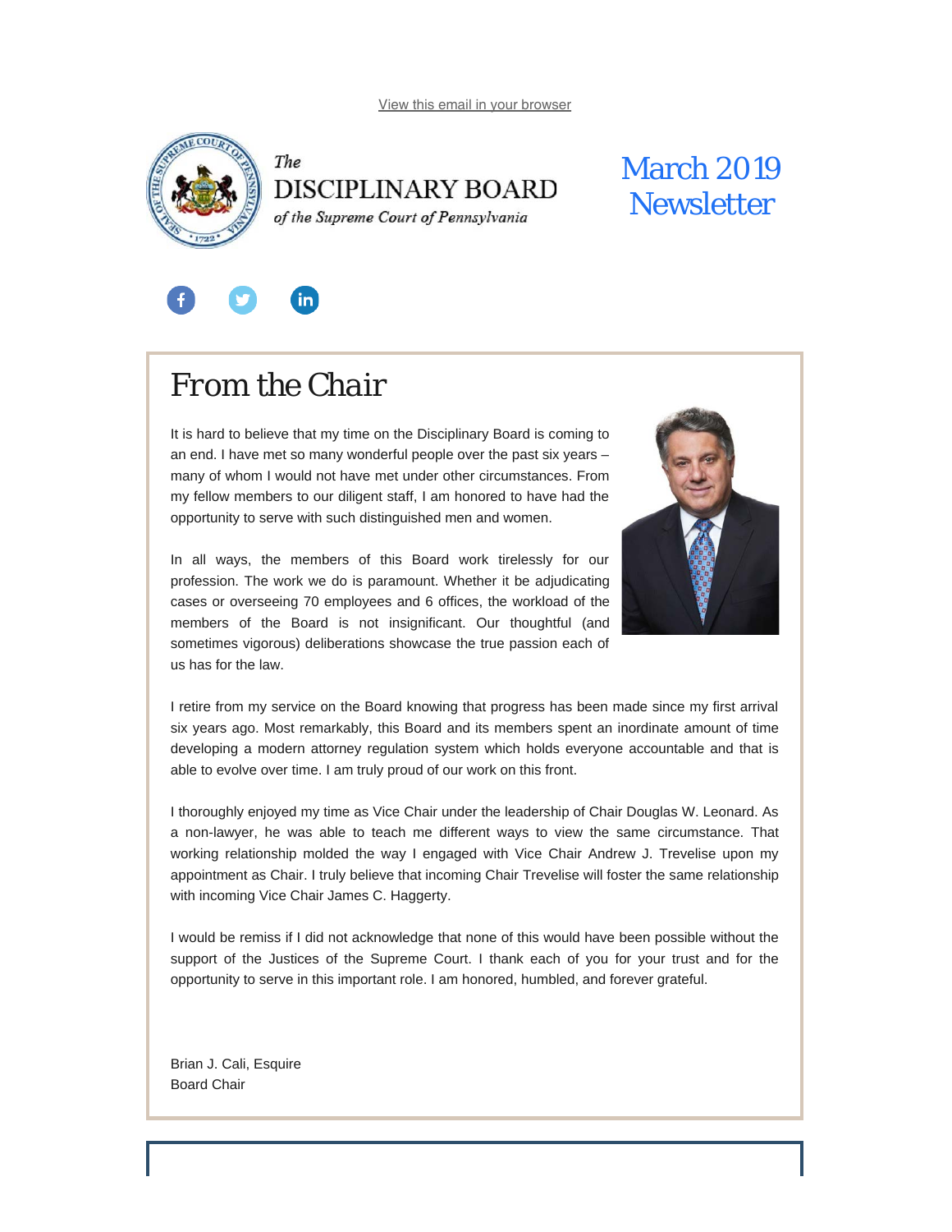View this email in your browser

The
DISCIPLINARY BOARD
*of the Supreme Court of Pennsylvania*

# March 2019 Newsletter

## From the Chair

It is hard to believe that my time on the Disciplinary Board is coming to an end. I have met so many wonderful people over the past six years – many of whom I would not have met under other circumstances. From my fellow members to our diligent staff, I am honored to have had the opportunity to serve with such distinguished men and women.

In all ways, the members of this Board work tirelessly for our profession. The work we do is paramount. Whether it be adjudicating cases or overseeing 70 employees and 6 offices, the workload of the members of the Board is not insignificant. Our thoughtful (and sometimes vigorous) deliberations showcase the true passion each of us has for the law.

I retire from my service on the Board knowing that progress has been made since my first arrival six years ago. Most remarkably, this Board and its members spent an inordinate amount of time developing a modern attorney regulation system which holds everyone accountable and that is able to evolve over time. I am truly proud of our work on this front.

I thoroughly enjoyed my time as Vice Chair under the leadership of Chair Douglas W. Leonard. As a non-lawyer, he was able to teach me different ways to view the same circumstance. That working relationship molded the way I engaged with Vice Chair Andrew J. Trevelise upon my appointment as Chair. I truly believe that incoming Chair Trevelise will foster the same relationship with incoming Vice Chair James C. Haggerty.

I would be remiss if I did not acknowledge that none of this would have been possible without the support of the Justices of the Supreme Court. I thank each of you for your trust and for the opportunity to serve in this important role. I am honored, humbled, and forever grateful.

Brian J. Cali, Esquire
Board Chair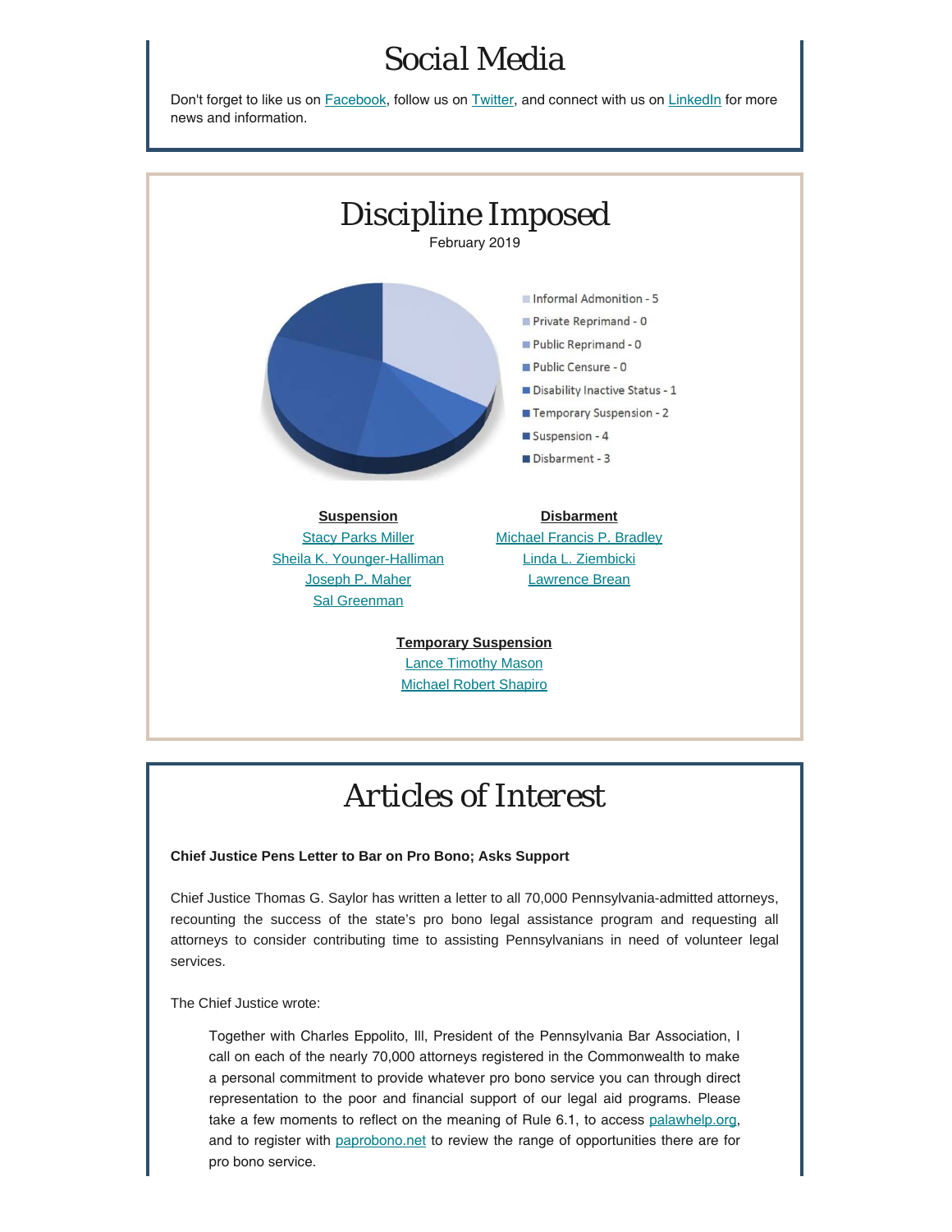# Social Media

Don't forget to like us on Facebook, follow us on Twitter, and connect with us on LinkedIn for more news and information.

# Discipline Imposed

February 2019

- Informal Admonition - 5
- Private Reprimand - 0
- Public Reprimand - 0
- Public Censure - 0
- Disability Inactive Status - 1
- Temporary Suspension - 2
- Suspension - 4
- Disbarment - 3

**Suspension**

Stacy Parks Miller
Sheila K. Younger-Halliman
Joseph P. Maher
Sal Greenman

**Disbarment**

Michael Francis P. Bradley
Linda L. Ziembicki
Lawrence Brean

**Temporary Suspension**

Lance Timothy Mason
Michael Robert Shapiro

# Articles of Interest

**Chief Justice Pens Letter to Bar on Pro Bono; Asks Support**

Chief Justice Thomas G. Saylor has written a letter to all 70,000 Pennsylvania-admitted attorneys, recounting the success of the state's pro bono legal assistance program and requesting all attorneys to consider contributing time to assisting Pennsylvanians in need of volunteer legal services.

The Chief Justice wrote:

> Together with Charles Eppolito, III, President of the Pennsylvania Bar Association, I call on each of the nearly 70,000 attorneys registered in the Commonwealth to make a personal commitment to provide whatever pro bono service you can through direct representation to the poor and financial support of our legal aid programs. Please take a few moments to reflect on the meaning of Rule 6.1, to access palawhelp.org, and to register with paprobono.net to review the range of opportunities there are for pro bono service.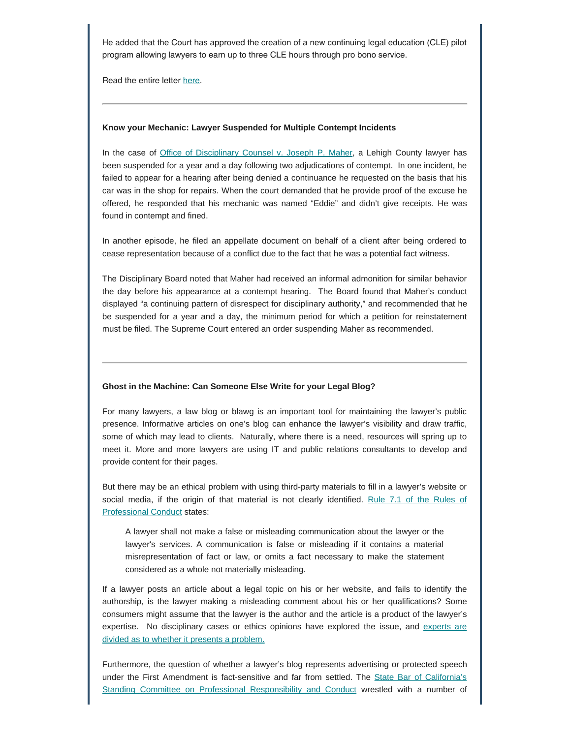He added that the Court has approved the creation of a new continuing legal education (CLE) pilot program allowing lawyers to earn up to three CLE hours through pro bono service.

Read the entire letter here.

---

**Know your Mechanic: Lawyer Suspended for Multiple Contempt Incidents**

In the case of Office of Disciplinary Counsel v. Joseph P. Maher, a Lehigh County lawyer has been suspended for a year and a day following two adjudications of contempt. In one incident, he failed to appear for a hearing after being denied a continuance he requested on the basis that his car was in the shop for repairs. When the court demanded that he provide proof of the excuse he offered, he responded that his mechanic was named "Eddie" and didn't give receipts. He was found in contempt and fined.

In another episode, he filed an appellate document on behalf of a client after being ordered to cease representation because of a conflict due to the fact that he was a potential fact witness.

The Disciplinary Board noted that Maher had received an informal admonition for similar behavior the day before his appearance at a contempt hearing. The Board found that Maher's conduct displayed "a continuing pattern of disrespect for disciplinary authority," and recommended that he be suspended for a year and a day, the minimum period for which a petition for reinstatement must be filed. The Supreme Court entered an order suspending Maher as recommended.

---

**Ghost in the Machine: Can Someone Else Write for your Legal Blog?**

For many lawyers, a law blog or blawg is an important tool for maintaining the lawyer's public presence. Informative articles on one's blog can enhance the lawyer's visibility and draw traffic, some of which may lead to clients. Naturally, where there is a need, resources will spring up to meet it. More and more lawyers are using IT and public relations consultants to develop and provide content for their pages.

But there may be an ethical problem with using third-party materials to fill in a lawyer's website or social media, if the origin of that material is not clearly identified. Rule 7.1 of the Rules of Professional Conduct states:

> A lawyer shall not make a false or misleading communication about the lawyer or the lawyer's services. A communication is false or misleading if it contains a material misrepresentation of fact or law, or omits a fact necessary to make the statement considered as a whole not materially misleading.

If a lawyer posts an article about a legal topic on his or her website, and fails to identify the authorship, is the lawyer making a misleading comment about his or her qualifications? Some consumers might assume that the lawyer is the author and the article is a product of the lawyer's expertise. No disciplinary cases or ethics opinions have explored the issue, and experts are divided as to whether it presents a problem.

Furthermore, the question of whether a lawyer's blog represents advertising or protected speech under the First Amendment is fact-sensitive and far from settled. The State Bar of California's Standing Committee on Professional Responsibility and Conduct wrestled with a number of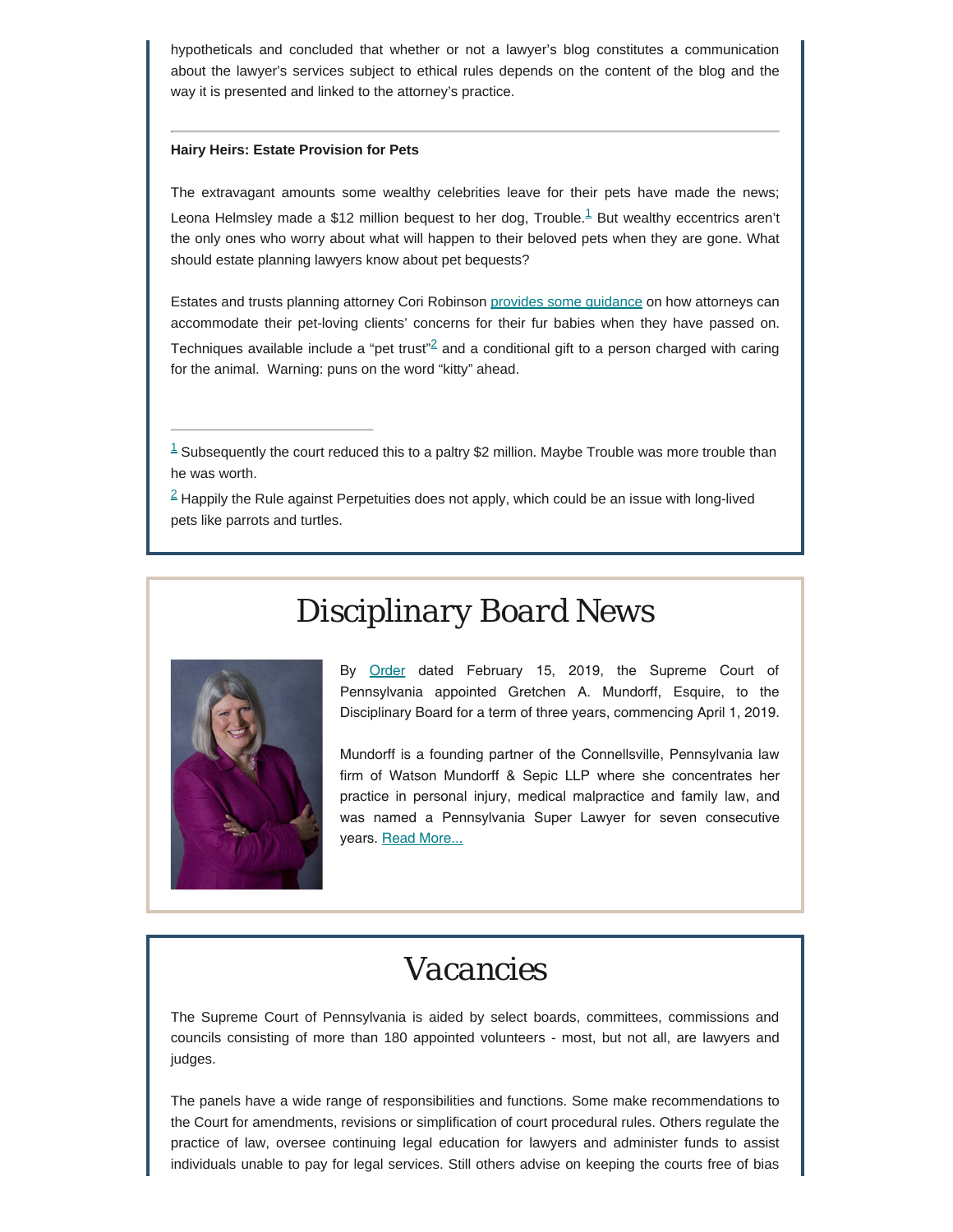hypotheticals and concluded that whether or not a lawyer's blog constitutes a communication about the lawyer's services subject to ethical rules depends on the content of the blog and the way it is presented and linked to the attorney's practice.

---

**Hairy Heirs: Estate Provision for Pets**

The extravagant amounts some wealthy celebrities leave for their pets have made the news; Leona Helmsley made a $12 million bequest to her dog, Trouble.[1] But wealthy eccentrics aren't the only ones who worry about what will happen to their beloved pets when they are gone. What should estate planning lawyers know about pet bequests?

Estates and trusts planning attorney Cori Robinson provides some guidance on how attorneys can accommodate their pet-loving clients' concerns for their fur babies when they have passed on. Techniques available include a "pet trust"[2] and a conditional gift to a person charged with caring for the animal. Warning: puns on the word "kitty" ahead.

---

[1] Subsequently the court reduced this to a paltry $2 million. Maybe Trouble was more trouble than he was worth.

[2] Happily the Rule against Perpetuities does not apply, which could be an issue with long-lived pets like parrots and turtles.

# Disciplinary Board News

By Order dated February 15, 2019, the Supreme Court of Pennsylvania appointed Gretchen A. Mundorff, Esquire, to the Disciplinary Board for a term of three years, commencing April 1, 2019.

Mundorff is a founding partner of the Connellsville, Pennsylvania law firm of Watson Mundorff & Sepic LLP where she concentrates her practice in personal injury, medical malpractice and family law, and was named a Pennsylvania Super Lawyer for seven consecutive years. Read More...

# Vacancies

The Supreme Court of Pennsylvania is aided by select boards, committees, commissions and councils consisting of more than 180 appointed volunteers - most, but not all, are lawyers and judges.

The panels have a wide range of responsibilities and functions. Some make recommendations to the Court for amendments, revisions or simplification of court procedural rules. Others regulate the practice of law, oversee continuing legal education for lawyers and administer funds to assist individuals unable to pay for legal services. Still others advise on keeping the courts free of bias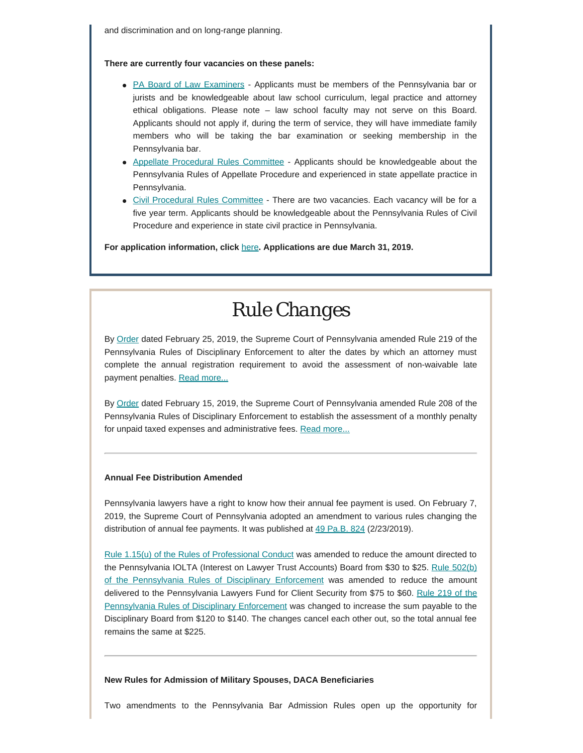and discrimination and on long-range planning.

**There are currently four vacancies on these panels:**

- PA Board of Law Examiners - Applicants must be members of the Pennsylvania bar or jurists and be knowledgeable about law school curriculum, legal practice and attorney ethical obligations. Please note – law school faculty may not serve on this Board. Applicants should not apply if, during the term of service, they will have immediate family members who will be taking the bar examination or seeking membership in the Pennsylvania bar.
- Appellate Procedural Rules Committee - Applicants should be knowledgeable about the Pennsylvania Rules of Appellate Procedure and experienced in state appellate practice in Pennsylvania.
- Civil Procedural Rules Committee - There are two vacancies. Each vacancy will be for a five year term. Applicants should be knowledgeable about the Pennsylvania Rules of Civil Procedure and experience in state civil practice in Pennsylvania.

**For application information, click here. Applications are due March 31, 2019.**

# Rule Changes

By Order dated February 25, 2019, the Supreme Court of Pennsylvania amended Rule 219 of the Pennsylvania Rules of Disciplinary Enforcement to alter the dates by which an attorney must complete the annual registration requirement to avoid the assessment of non-waivable late payment penalties. Read more...

By Order dated February 15, 2019, the Supreme Court of Pennsylvania amended Rule 208 of the Pennsylvania Rules of Disciplinary Enforcement to establish the assessment of a monthly penalty for unpaid taxed expenses and administrative fees. Read more...

---

**Annual Fee Distribution Amended**

Pennsylvania lawyers have a right to know how their annual fee payment is used. On February 7, 2019, the Supreme Court of Pennsylvania adopted an amendment to various rules changing the distribution of annual fee payments. It was published at 49 Pa.B. 824 (2/23/2019).

Rule 1.15(u) of the Rules of Professional Conduct was amended to reduce the amount directed to the Pennsylvania IOLTA (Interest on Lawyer Trust Accounts) Board from $30 to $25. Rule 502(b) of the Pennsylvania Rules of Disciplinary Enforcement was amended to reduce the amount delivered to the Pennsylvania Lawyers Fund for Client Security from $75 to $60. Rule 219 of the Pennsylvania Rules of Disciplinary Enforcement was changed to increase the sum payable to the Disciplinary Board from $120 to $140. The changes cancel each other out, so the total annual fee remains the same at $225.

---

**New Rules for Admission of Military Spouses, DACA Beneficiaries**

Two amendments to the Pennsylvania Bar Admission Rules open up the opportunity for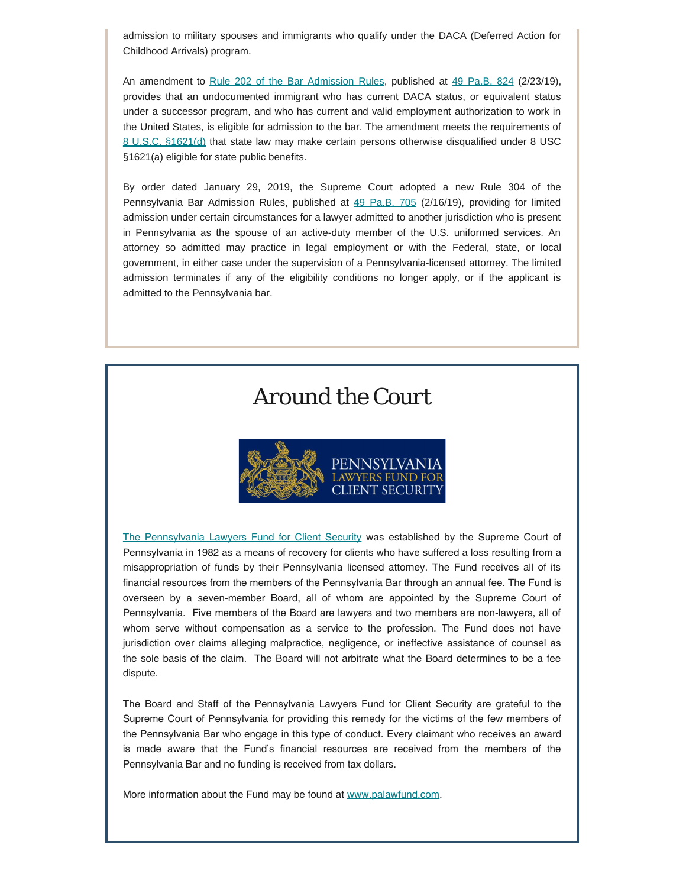admission to military spouses and immigrants who qualify under the DACA (Deferred Action for Childhood Arrivals) program.

An amendment to [Rule 202 of the Bar Admission Rules](), published at [49 Pa.B. 824]() (2/23/19), provides that an undocumented immigrant who has current DACA status, or equivalent status under a successor program, and who has current and valid employment authorization to work in the United States, is eligible for admission to the bar. The amendment meets the requirements of [8 U.S.C. §1621(d)]() that state law may make certain persons otherwise disqualified under 8 USC §1621(a) eligible for state public benefits.

By order dated January 29, 2019, the Supreme Court adopted a new Rule 304 of the Pennsylvania Bar Admission Rules, published at [49 Pa.B. 705]() (2/16/19), providing for limited admission under certain circumstances for a lawyer admitted to another jurisdiction who is present in Pennsylvania as the spouse of an active-duty member of the U.S. uniformed services. An attorney so admitted may practice in legal employment or with the Federal, state, or local government, in either case under the supervision of a Pennsylvania-licensed attorney. The limited admission terminates if any of the eligibility conditions no longer apply, or if the applicant is admitted to the Pennsylvania bar.

# Around the Court

PENNSYLVANIA LAWYERS FUND FOR CLIENT SECURITY

[The Pennsylvania Lawyers Fund for Client Security]() was established by the Supreme Court of Pennsylvania in 1982 as a means of recovery for clients who have suffered a loss resulting from a misappropriation of funds by their Pennsylvania licensed attorney. The Fund receives all of its financial resources from the members of the Pennsylvania Bar through an annual fee. The Fund is overseen by a seven-member Board, all of whom are appointed by the Supreme Court of Pennsylvania. Five members of the Board are lawyers and two members are non-lawyers, all of whom serve without compensation as a service to the profession. The Fund does not have jurisdiction over claims alleging malpractice, negligence, or ineffective assistance of counsel as the sole basis of the claim. The Board will not arbitrate what the Board determines to be a fee dispute.

The Board and Staff of the Pennsylvania Lawyers Fund for Client Security are grateful to the Supreme Court of Pennsylvania for providing this remedy for the victims of the few members of the Pennsylvania Bar who engage in this type of conduct. Every claimant who receives an award is made aware that the Fund's financial resources are received from the members of the Pennsylvania Bar and no funding is received from tax dollars.

More information about the Fund may be found at [www.palawfund.com]().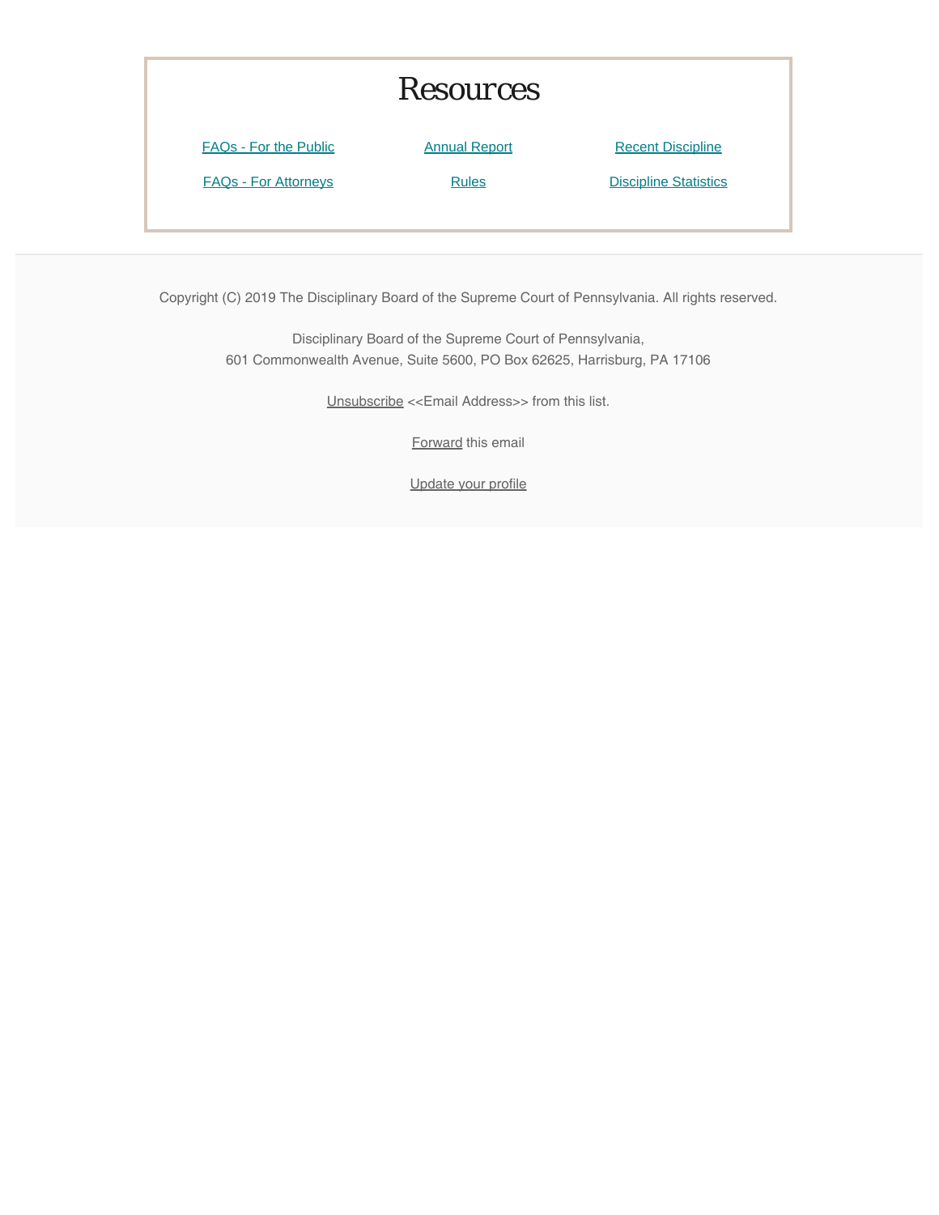# Resources

FAQs - For the Public

Annual Report

Recent Discipline

FAQs - For Attorneys

Rules

Discipline Statistics

Copyright (C) 2019 The Disciplinary Board of the Supreme Court of Pennsylvania. All rights reserved.

Disciplinary Board of the Supreme Court of Pennsylvania,
601 Commonwealth Avenue, Suite 5600, PO Box 62625, Harrisburg, PA 17106

Unsubscribe <<Email Address>> from this list.

Forward this email

Update your profile